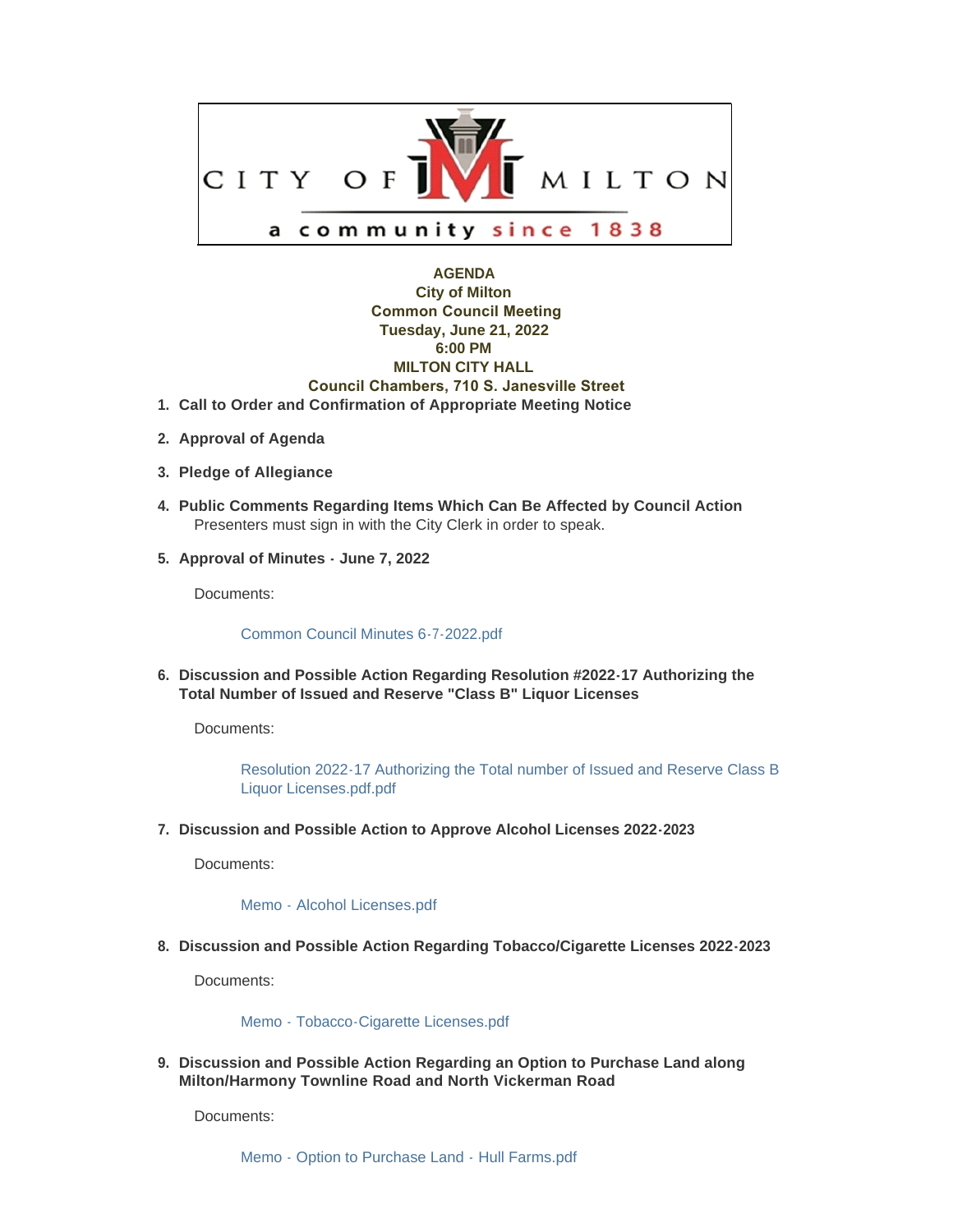CITY OF MILTON

a community since 1838

**AGENDA**
**City of Milton**
**Common Council Meeting**
**Tuesday, June 21, 2022**
**6:00 PM**
**MILTON CITY HALL**
**Council Chambers, 710 S. Janesville Street**

1. **Call to Order and Confirmation of Appropriate Meeting Notice**

2. **Approval of Agenda**

3. **Pledge of Allegiance**

4. **Public Comments Regarding Items Which Can Be Affected by Council Action**
   Presenters must sign in with the City Clerk in order to speak.

5. **Approval of Minutes - June 7, 2022**

   Documents:

   Common Council Minutes 6-7-2022.pdf

6. **Discussion and Possible Action Regarding Resolution #2022-17 Authorizing the Total Number of Issued and Reserve "Class B" Liquor Licenses**

   Documents:

   Resolution 2022-17 Authorizing the Total number of Issued and Reserve Class B Liquor Licenses.pdf.pdf

7. **Discussion and Possible Action to Approve Alcohol Licenses 2022-2023**

   Documents:

   Memo - Alcohol Licenses.pdf

8. **Discussion and Possible Action Regarding Tobacco/Cigarette Licenses 2022-2023**

   Documents:

   Memo - Tobacco-Cigarette Licenses.pdf

9. **Discussion and Possible Action Regarding an Option to Purchase Land along Milton/Harmony Townline Road and North Vickerman Road**

   Documents:

   Memo - Option to Purchase Land - Hull Farms.pdf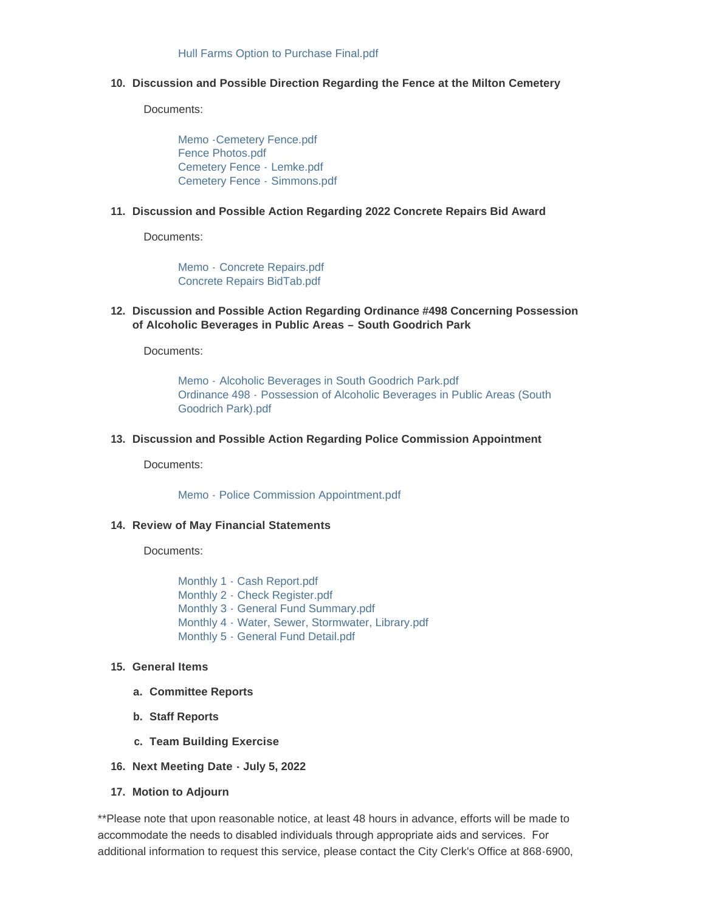Hull Farms Option to Purchase Final.pdf

10. **Discussion and Possible Direction Regarding the Fence at the Milton Cemetery**

    Documents:

    Memo -Cemetery Fence.pdf
    Fence Photos.pdf
    Cemetery Fence - Lemke.pdf
    Cemetery Fence - Simmons.pdf

11. **Discussion and Possible Action Regarding 2022 Concrete Repairs Bid Award**

    Documents:

    Memo - Concrete Repairs.pdf
    Concrete Repairs BidTab.pdf

12. **Discussion and Possible Action Regarding Ordinance #498 Concerning Possession of Alcoholic Beverages in Public Areas – South Goodrich Park**

    Documents:

    Memo - Alcoholic Beverages in South Goodrich Park.pdf
    Ordinance 498 - Possession of Alcoholic Beverages in Public Areas (South Goodrich Park).pdf

13. **Discussion and Possible Action Regarding Police Commission Appointment**

    Documents:

    Memo - Police Commission Appointment.pdf

14. **Review of May Financial Statements**

    Documents:

    Monthly 1 - Cash Report.pdf
    Monthly 2 - Check Register.pdf
    Monthly 3 - General Fund Summary.pdf
    Monthly 4 - Water, Sewer, Stormwater, Library.pdf
    Monthly 5 - General Fund Detail.pdf

15. **General Items**

    a. **Committee Reports**

    b. **Staff Reports**

    c. **Team Building Exercise**

16. **Next Meeting Date - July 5, 2022**

17. **Motion to Adjourn**

**Please note that upon reasonable notice, at least 48 hours in advance, efforts will be made to accommodate the needs to disabled individuals through appropriate aids and services. For additional information to request this service, please contact the City Clerk's Office at 868-6900,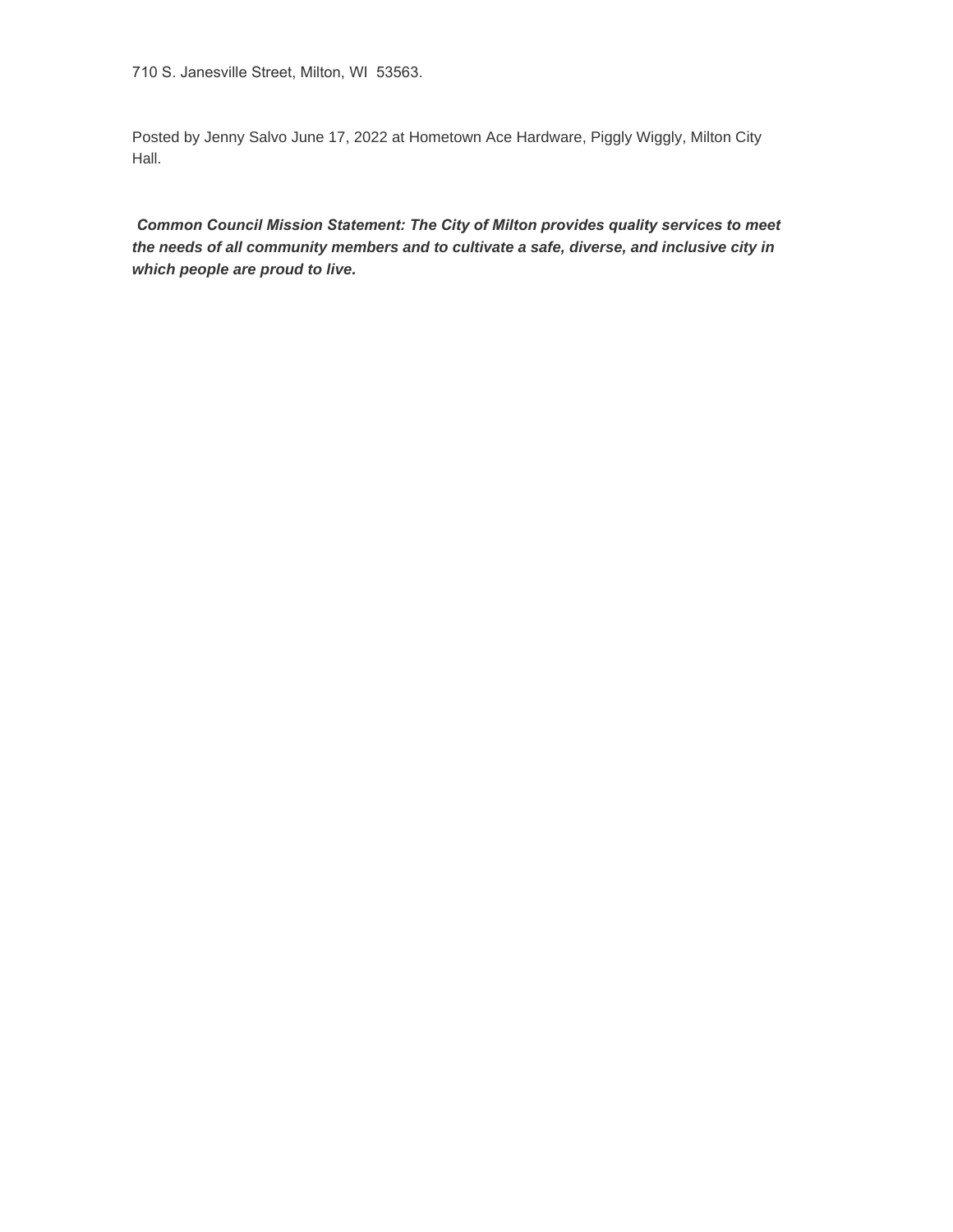710 S. Janesville Street, Milton, WI  53563.

Posted by Jenny Salvo June 17, 2022 at Hometown Ace Hardware, Piggly Wiggly, Milton City Hall.

***Common Council Mission Statement: The City of Milton provides quality services to meet the needs of all community members and to cultivate a safe, diverse, and inclusive city in which people are proud to live.***